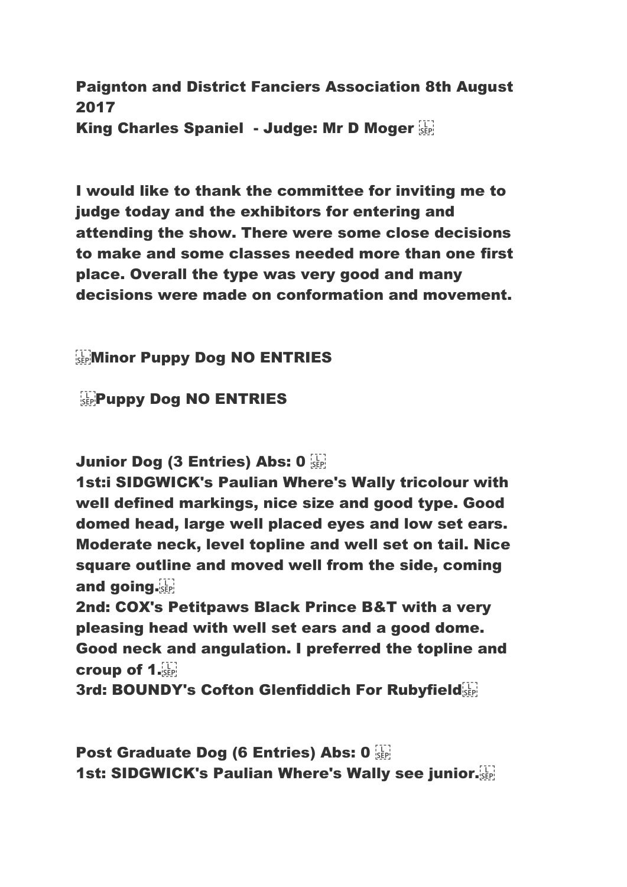**Paignton and District Fanciers Association 8th August 2017**
**King Charles Spaniel - Judge: Mr D Moger**

**I would like to thank the committee for inviting me to judge today and the exhibitors for entering and attending the show. There were some close decisions to make and some classes needed more than one first place. Overall the type was very good and many decisions were made on conformation and movement.**

**Minor Puppy Dog NO ENTRIES**

**Puppy Dog NO ENTRIES**

**Junior Dog (3 Entries) Abs: 0**
**1st:i SIDGWICK's Paulian Where's Wally tricolour with well defined markings, nice size and good type. Good domed head, large well placed eyes and low set ears. Moderate neck, level topline and well set on tail. Nice square outline and moved well from the side, coming and going.**
**2nd: COX's Petitpaws Black Prince B&T with a very pleasing head with well set ears and a good dome. Good neck and angulation. I preferred the topline and croup of 1.**
**3rd: BOUNDY's Cofton Glenfiddich For Rubyfield**

**Post Graduate Dog (6 Entries) Abs: 0**
**1st: SIDGWICK's Paulian Where's Wally see junior.**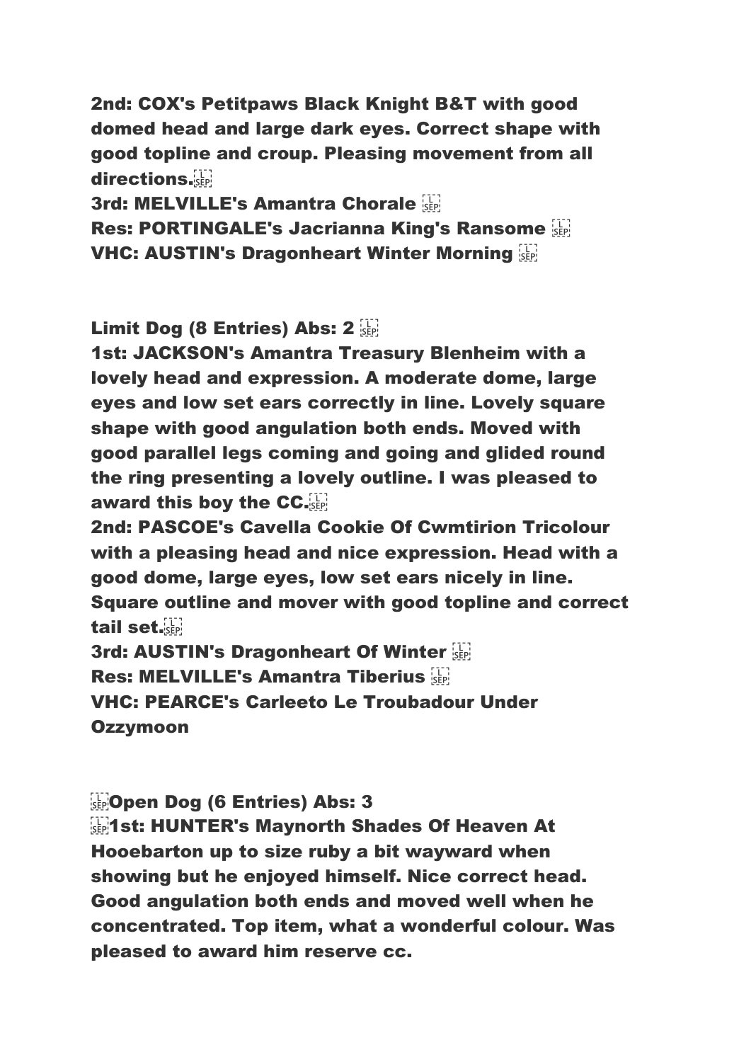**2nd: COX's Petitpaws Black Knight B&T with good domed head and large dark eyes. Correct shape with good topline and croup. Pleasing movement from all directions.**
**3rd: MELVILLE's Amantra Chorale**
**Res: PORTINGALE's Jacrianna King's Ransome**
**VHC: AUSTIN's Dragonheart Winter Morning**

**Limit Dog (8 Entries) Abs: 2**
**1st: JACKSON's Amantra Treasury Blenheim with a lovely head and expression. A moderate dome, large eyes and low set ears correctly in line. Lovely square shape with good angulation both ends. Moved with good parallel legs coming and going and glided round the ring presenting a lovely outline. I was pleased to award this boy the CC.**
**2nd: PASCOE's Cavella Cookie Of Cwmtirion Tricolour with a pleasing head and nice expression. Head with a good dome, large eyes, low set ears nicely in line. Square outline and mover with good topline and correct tail set.**
**3rd: AUSTIN's Dragonheart Of Winter**
**Res: MELVILLE's Amantra Tiberius**
**VHC: PEARCE's Carleeto Le Troubadour Under Ozzymoon**

**Open Dog (6 Entries) Abs: 3**
**1st: HUNTER's Maynorth Shades Of Heaven At Hooebarton up to size ruby a bit wayward when showing but he enjoyed himself. Nice correct head. Good angulation both ends and moved well when he concentrated. Top item, what a wonderful colour. Was pleased to award him reserve cc.**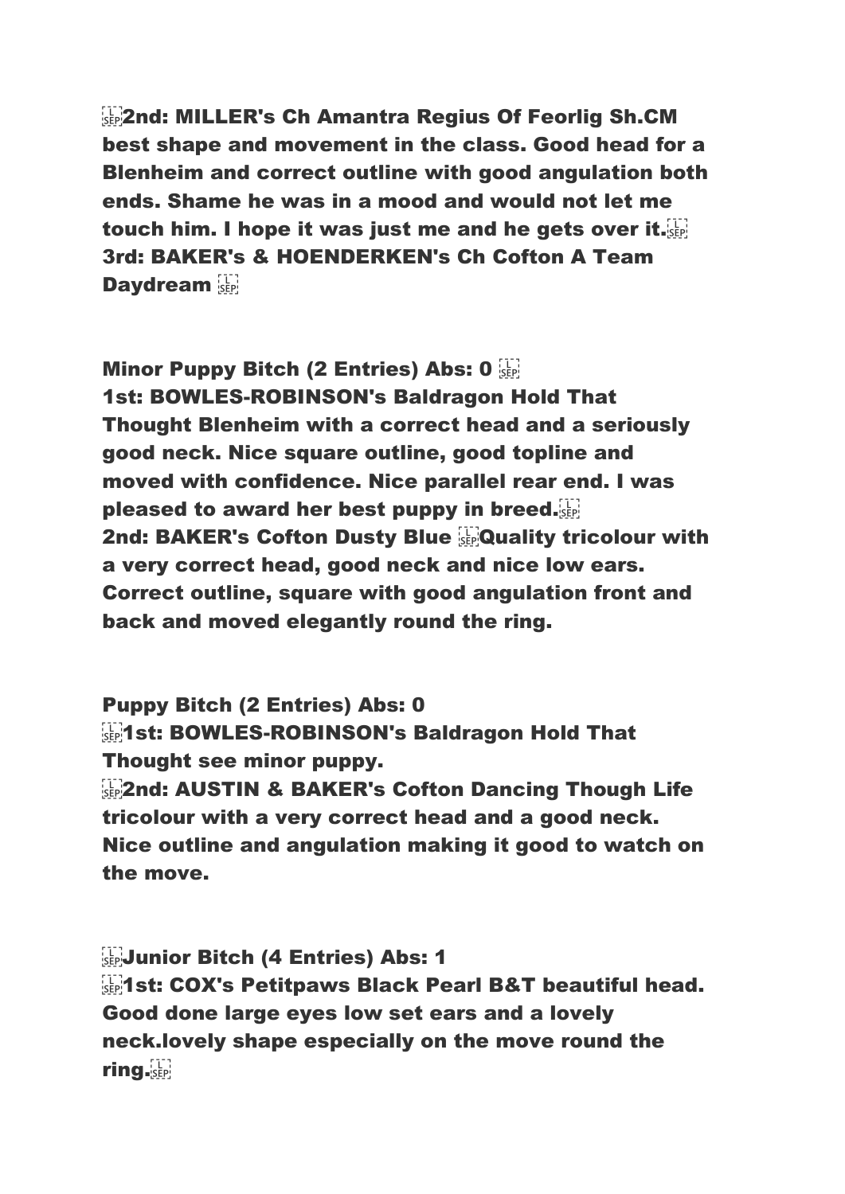**2nd: MILLER's Ch Amantra Regius Of Feorlig Sh.CM best shape and movement in the class. Good head for a Blenheim and correct outline with good angulation both ends. Shame he was in a mood and would not let me touch him. I hope it was just me and he gets over it.**
**3rd: BAKER's & HOENDERKEN's Ch Cofton A Team Daydream**

**Minor Puppy Bitch (2 Entries) Abs: 0**
**1st: BOWLES-ROBINSON's Baldragon Hold That Thought Blenheim with a correct head and a seriously good neck. Nice square outline, good topline and moved with confidence. Nice parallel rear end. I was pleased to award her best puppy in breed.**
**2nd: BAKER's Cofton Dusty Blue Quality tricolour with a very correct head, good neck and nice low ears. Correct outline, square with good angulation front and back and moved elegantly round the ring.**

**Puppy Bitch (2 Entries) Abs: 0**
**1st: BOWLES-ROBINSON's Baldragon Hold That Thought see minor puppy.**
**2nd: AUSTIN & BAKER's Cofton Dancing Though Life tricolour with a very correct head and a good neck. Nice outline and angulation making it good to watch on the move.**

**Junior Bitch (4 Entries) Abs: 1**
**1st: COX's Petitpaws Black Pearl B&T beautiful head. Good done large eyes low set ears and a lovely neck.lovely shape especially on the move round the ring.**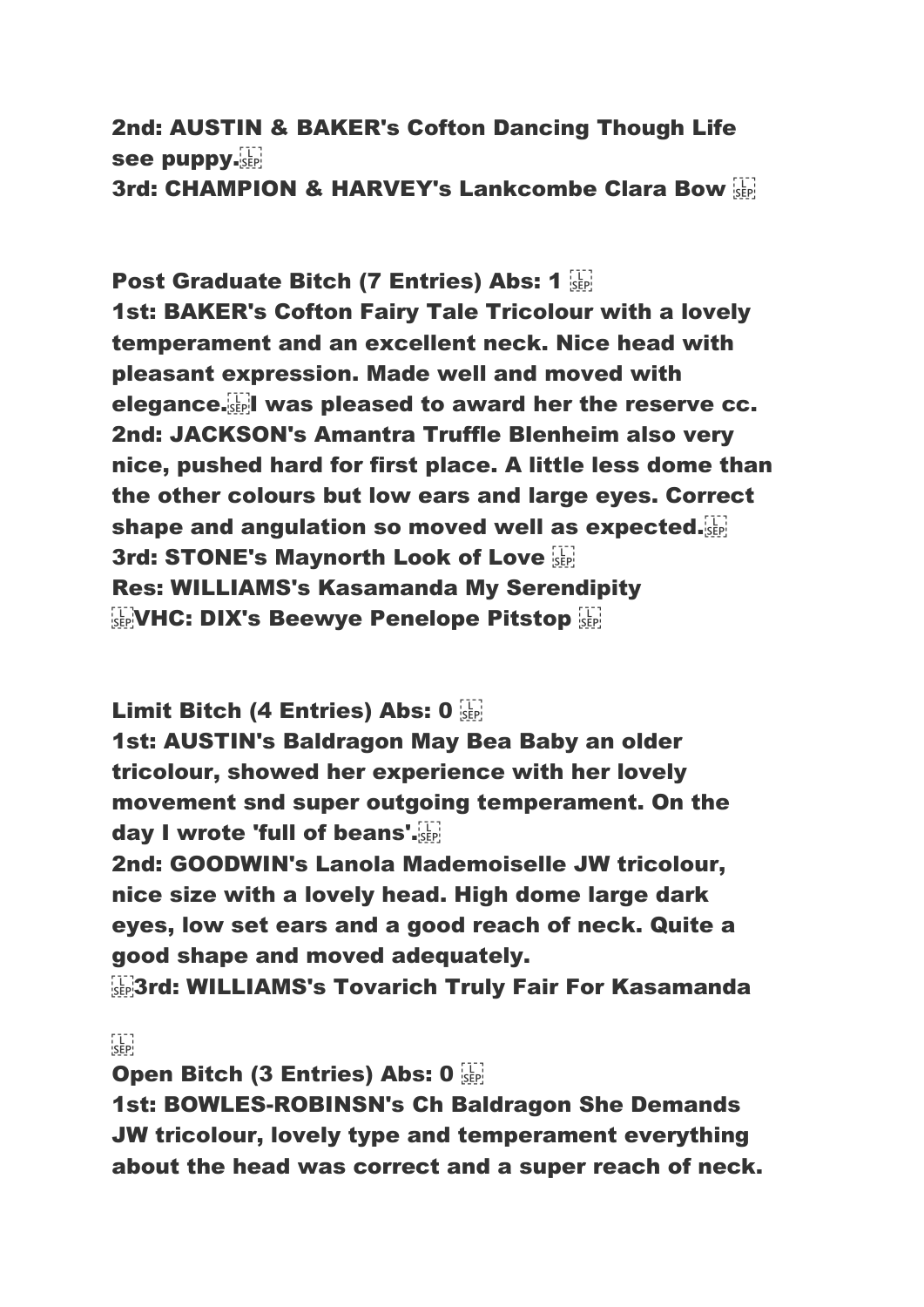**2nd: AUSTIN & BAKER's Cofton Dancing Though Life see puppy.**
**3rd: CHAMPION & HARVEY's Lankcombe Clara Bow**

**Post Graduate Bitch (7 Entries) Abs: 1**
**1st: BAKER's Cofton Fairy Tale Tricolour with a lovely temperament and an excellent neck. Nice head with pleasant expression. Made well and moved with elegance. I was pleased to award her the reserve cc.**
**2nd: JACKSON's Amantra Truffle Blenheim also very nice, pushed hard for first place. A little less dome than the other colours but low ears and large eyes. Correct shape and angulation so moved well as expected.**
**3rd: STONE's Maynorth Look of Love**
**Res: WILLIAMS's Kasamanda My Serendipity**
**VHC: DIX's Beewye Penelope Pitstop**

**Limit Bitch (4 Entries) Abs: 0**
**1st: AUSTIN's Baldragon May Bea Baby an older tricolour, showed her experience with her lovely movement snd super outgoing temperament. On the day I wrote 'full of beans'.**
**2nd: GOODWIN's Lanola Mademoiselle JW tricolour, nice size with a lovely head. High dome large dark eyes, low set ears and a good reach of neck. Quite a good shape and moved adequately.**
**3rd: WILLIAMS's Tovarich Truly Fair For Kasamanda**

**Open Bitch (3 Entries) Abs: 0**
**1st: BOWLES-ROBINSN's Ch Baldragon She Demands JW tricolour, lovely type and temperament everything about the head was correct and a super reach of neck.**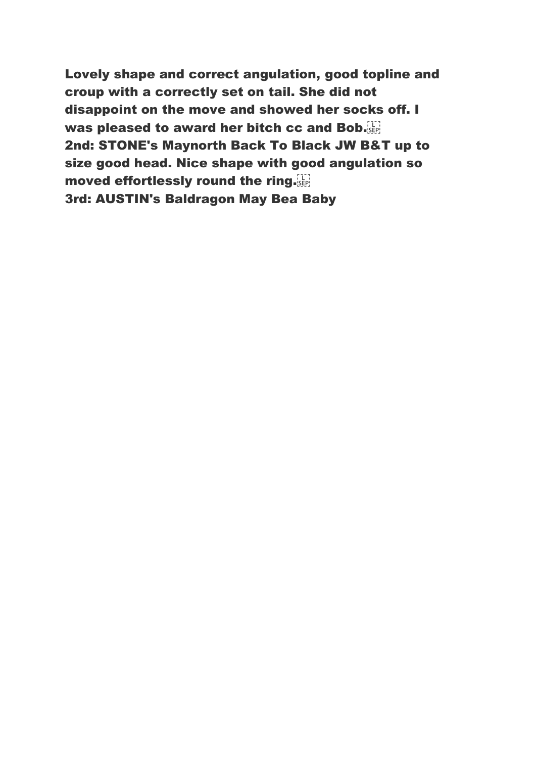**Lovely shape and correct angulation, good topline and croup with a correctly set on tail. She did not disappoint on the move and showed her socks off. I was pleased to award her bitch cc and Bob.**

**2nd: STONE's Maynorth Back To Black JW B&T up to size good head. Nice shape with good angulation so moved effortlessly round the ring.**

**3rd: AUSTIN's Baldragon May Bea Baby**